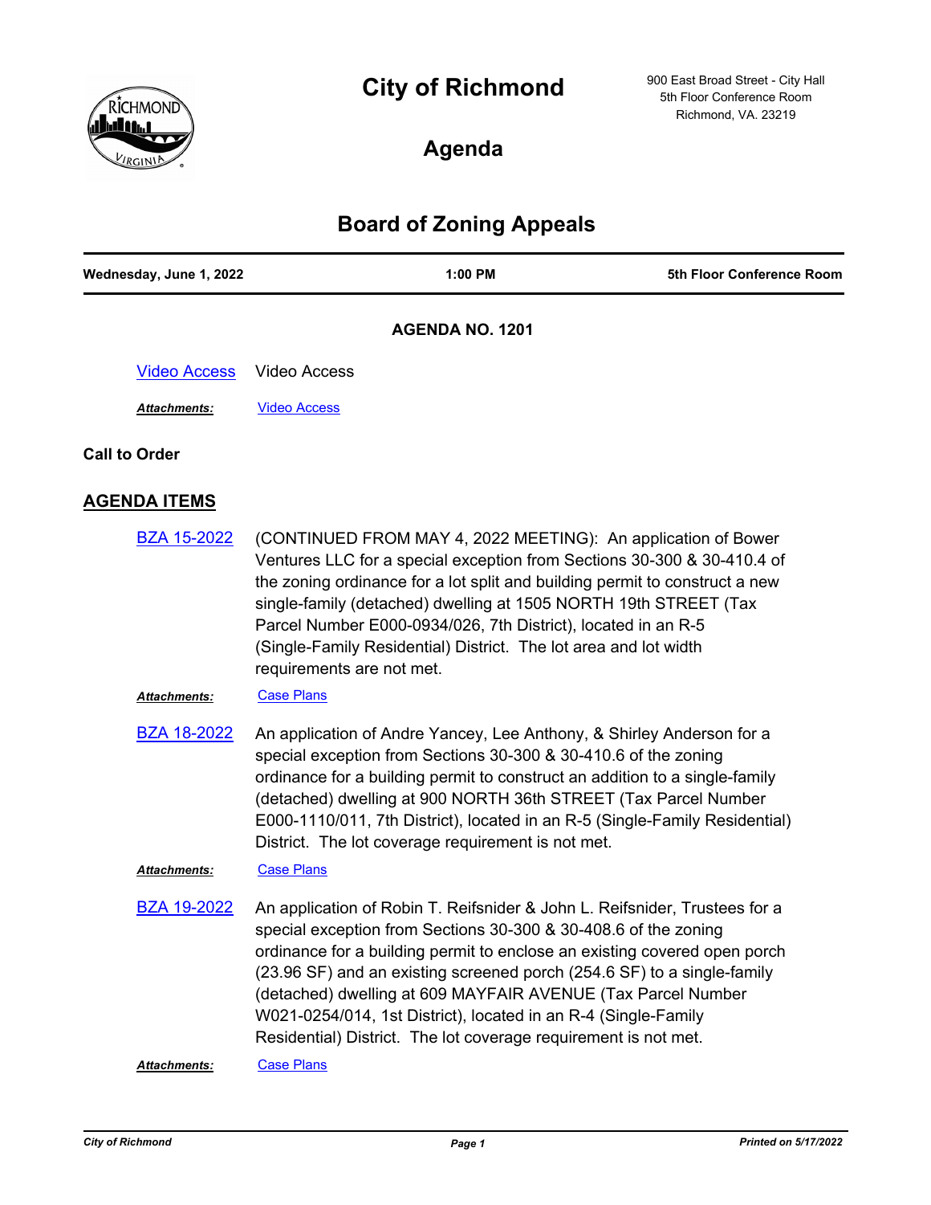# City of Richmond

900 East Broad Street - City Hall
5th Floor Conference Room
Richmond, VA. 23219

## Agenda

# Board of Zoning Appeals

| Wednesday, June 1, 2022 | 1:00 PM | 5th Floor Conference Room |
|---|---|---|

**AGENDA NO. 1201**

Video Access — Video Access

***Attachments:*** Video Access

**Call to Order**

## AGENDA ITEMS

**BZA 15-2022** — (CONTINUED FROM MAY 4, 2022 MEETING): An application of Bower Ventures LLC for a special exception from Sections 30-300 & 30-410.4 of the zoning ordinance for a lot split and building permit to construct a new single-family (detached) dwelling at 1505 NORTH 19th STREET (Tax Parcel Number E000-0934/026, 7th District), located in an R-5 (Single-Family Residential) District. The lot area and lot width requirements are not met.

***Attachments:*** Case Plans

**BZA 18-2022** — An application of Andre Yancey, Lee Anthony, & Shirley Anderson for a special exception from Sections 30-300 & 30-410.6 of the zoning ordinance for a building permit to construct an addition to a single-family (detached) dwelling at 900 NORTH 36th STREET (Tax Parcel Number E000-1110/011, 7th District), located in an R-5 (Single-Family Residential) District. The lot coverage requirement is not met.

***Attachments:*** Case Plans

**BZA 19-2022** — An application of Robin T. Reifsnider & John L. Reifsnider, Trustees for a special exception from Sections 30-300 & 30-408.6 of the zoning ordinance for a building permit to enclose an existing covered open porch (23.96 SF) and an existing screened porch (254.6 SF) to a single-family (detached) dwelling at 609 MAYFAIR AVENUE (Tax Parcel Number W021-0254/014, 1st District), located in an R-4 (Single-Family Residential) District. The lot coverage requirement is not met.

***Attachments:*** Case Plans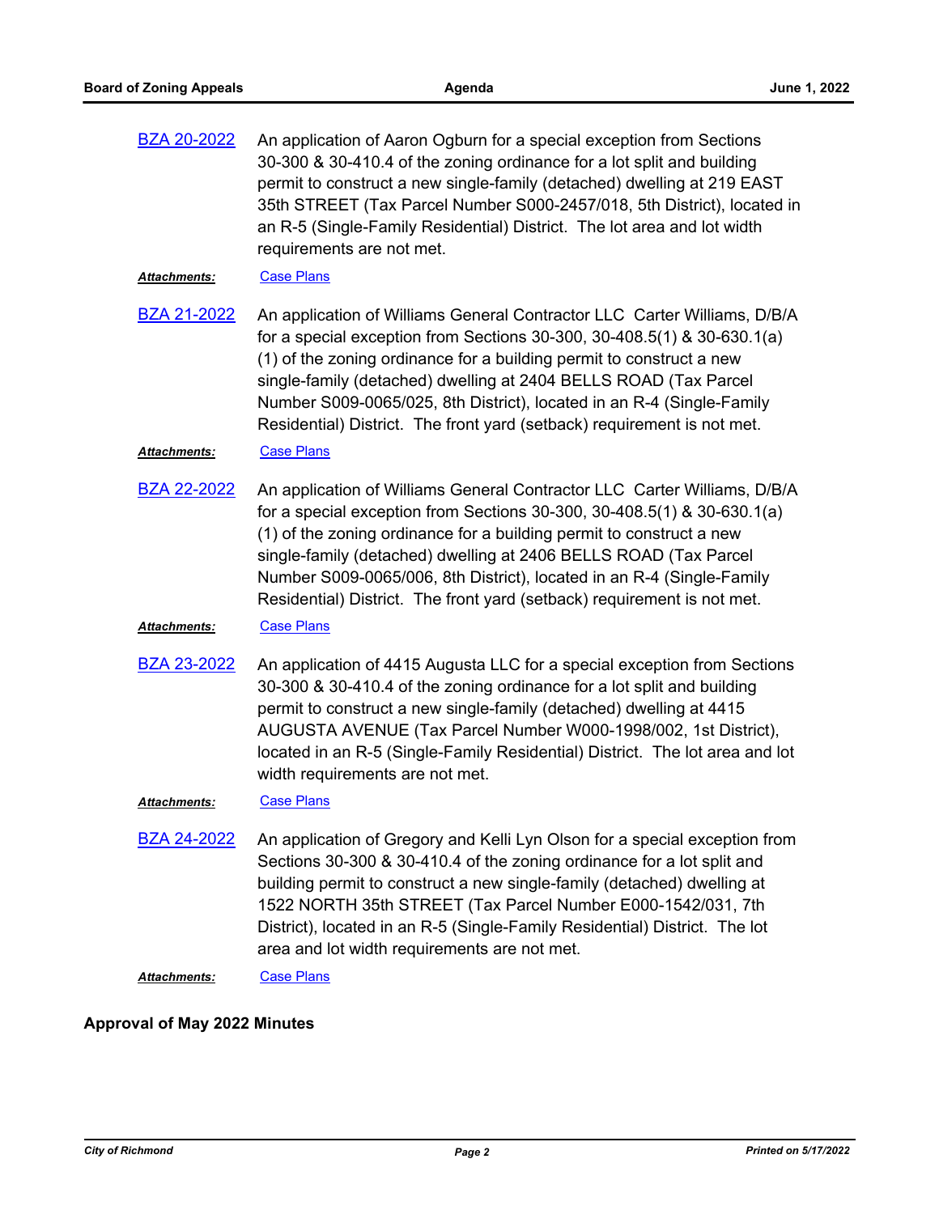**BZA 20-2022** An application of Aaron Ogburn for a special exception from Sections 30-300 & 30-410.4 of the zoning ordinance for a lot split and building permit to construct a new single-family (detached) dwelling at 219 EAST 35th STREET (Tax Parcel Number S000-2457/018, 5th District), located in an R-5 (Single-Family Residential) District. The lot area and lot width requirements are not met.

***Attachments:*** Case Plans

**BZA 21-2022** An application of Williams General Contractor LLC Carter Williams, D/B/A for a special exception from Sections 30-300, 30-408.5(1) & 30-630.1(a)(1) of the zoning ordinance for a building permit to construct a new single-family (detached) dwelling at 2404 BELLS ROAD (Tax Parcel Number S009-0065/025, 8th District), located in an R-4 (Single-Family Residential) District. The front yard (setback) requirement is not met.

***Attachments:*** Case Plans

**BZA 22-2022** An application of Williams General Contractor LLC Carter Williams, D/B/A for a special exception from Sections 30-300, 30-408.5(1) & 30-630.1(a)(1) of the zoning ordinance for a building permit to construct a new single-family (detached) dwelling at 2406 BELLS ROAD (Tax Parcel Number S009-0065/006, 8th District), located in an R-4 (Single-Family Residential) District. The front yard (setback) requirement is not met.

***Attachments:*** Case Plans

**BZA 23-2022** An application of 4415 Augusta LLC for a special exception from Sections 30-300 & 30-410.4 of the zoning ordinance for a lot split and building permit to construct a new single-family (detached) dwelling at 4415 AUGUSTA AVENUE (Tax Parcel Number W000-1998/002, 1st District), located in an R-5 (Single-Family Residential) District. The lot area and lot width requirements are not met.

***Attachments:*** Case Plans

**BZA 24-2022** An application of Gregory and Kelli Lyn Olson for a special exception from Sections 30-300 & 30-410.4 of the zoning ordinance for a lot split and building permit to construct a new single-family (detached) dwelling at 1522 NORTH 35th STREET (Tax Parcel Number E000-1542/031, 7th District), located in an R-5 (Single-Family Residential) District. The lot area and lot width requirements are not met.

***Attachments:*** Case Plans

## Approval of May 2022 Minutes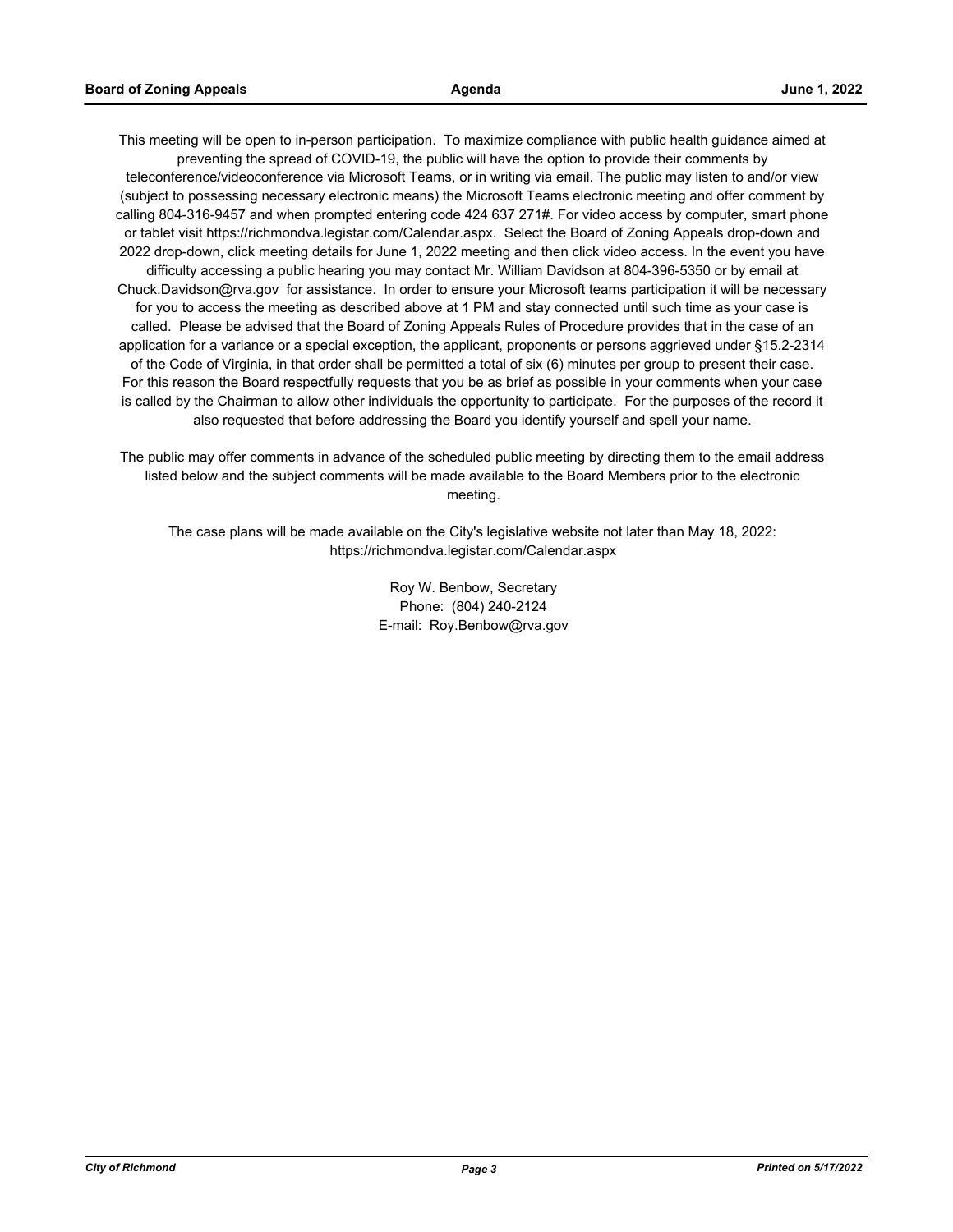This meeting will be open to in-person participation. To maximize compliance with public health guidance aimed at preventing the spread of COVID-19, the public will have the option to provide their comments by teleconference/videoconference via Microsoft Teams, or in writing via email. The public may listen to and/or view (subject to possessing necessary electronic means) the Microsoft Teams electronic meeting and offer comment by calling 804-316-9457 and when prompted entering code 424 637 271#. For video access by computer, smart phone or tablet visit https://richmondva.legistar.com/Calendar.aspx. Select the Board of Zoning Appeals drop-down and 2022 drop-down, click meeting details for June 1, 2022 meeting and then click video access. In the event you have difficulty accessing a public hearing you may contact Mr. William Davidson at 804-396-5350 or by email at Chuck.Davidson@rva.gov for assistance. In order to ensure your Microsoft teams participation it will be necessary for you to access the meeting as described above at 1 PM and stay connected until such time as your case is called. Please be advised that the Board of Zoning Appeals Rules of Procedure provides that in the case of an application for a variance or a special exception, the applicant, proponents or persons aggrieved under §15.2-2314 of the Code of Virginia, in that order shall be permitted a total of six (6) minutes per group to present their case. For this reason the Board respectfully requests that you be as brief as possible in your comments when your case is called by the Chairman to allow other individuals the opportunity to participate. For the purposes of the record it also requested that before addressing the Board you identify yourself and spell your name.

The public may offer comments in advance of the scheduled public meeting by directing them to the email address listed below and the subject comments will be made available to the Board Members prior to the electronic meeting.

The case plans will be made available on the City's legislative website not later than May 18, 2022: https://richmondva.legistar.com/Calendar.aspx

Roy W. Benbow, Secretary
Phone: (804) 240-2124
E-mail: Roy.Benbow@rva.gov